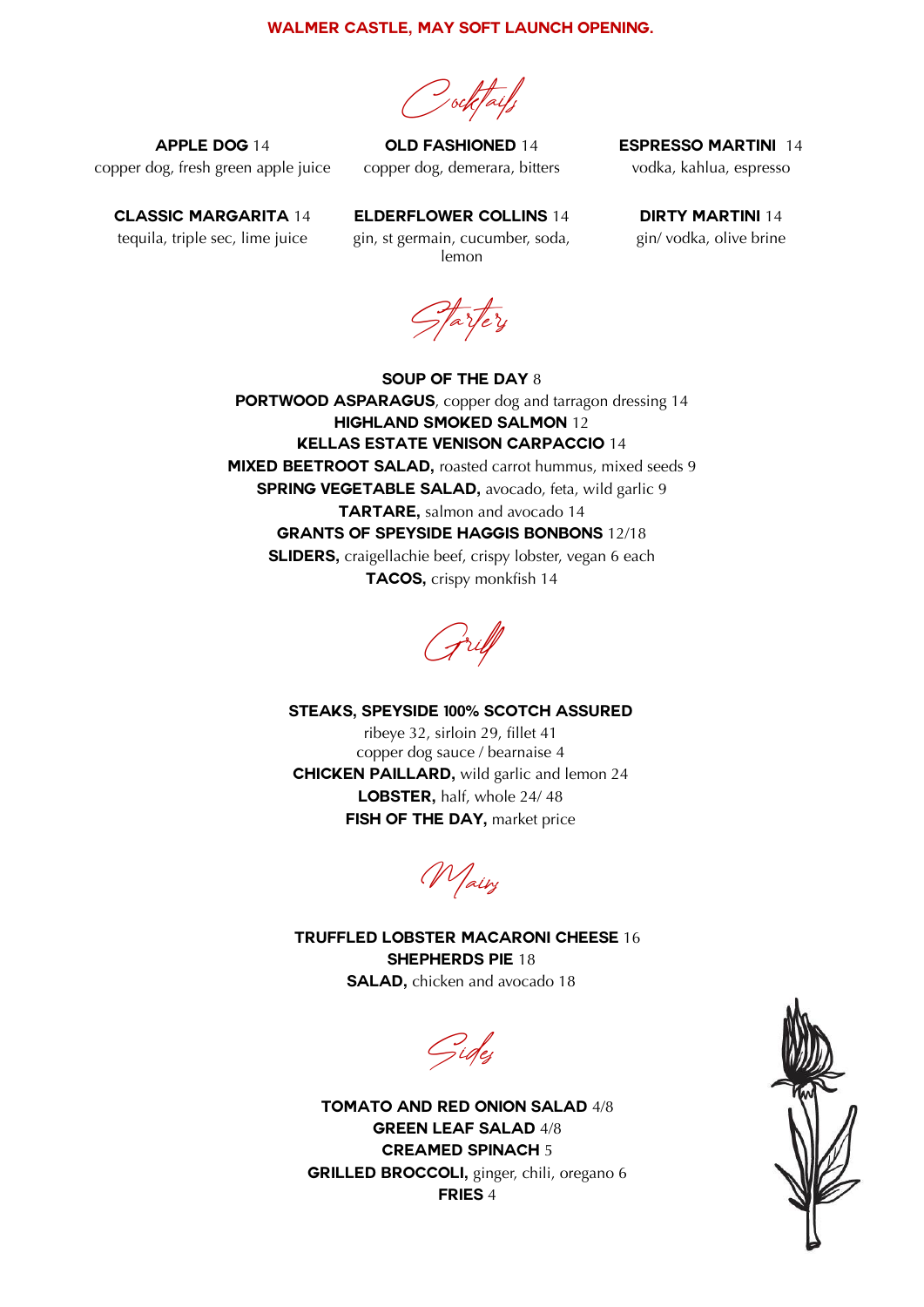**WALMER CASTLE, MAY SOFT LAUNCH OPENING.**

## *Cocktails*

**APPLE DOG** 14
copper dog, fresh green apple juice

**OLD FASHIONED** 14
copper dog, demerara, bitters

**ESPRESSO MARTINI** 14
vodka, kahlua, espresso

**CLASSIC MARGARITA** 14
tequila, triple sec, lime juice

**ELDERFLOWER COLLINS** 14
gin, st germain, cucumber, soda, lemon

**DIRTY MARTINI** 14
gin/ vodka, olive brine

## *Starters*

**SOUP OF THE DAY** 8
**PORTWOOD ASPARAGUS**, copper dog and tarragon dressing 14
**HIGHLAND SMOKED SALMON** 12
**KELLAS ESTATE VENISON CARPACCIO** 14
**MIXED BEETROOT SALAD,** roasted carrot hummus, mixed seeds 9
**SPRING VEGETABLE SALAD,** avocado, feta, wild garlic 9
**TARTARE,** salmon and avocado 14
**GRANTS OF SPEYSIDE HAGGIS BONBONS** 12/18
**SLIDERS,** craigellachie beef, crispy lobster, vegan 6 each
**TACOS,** crispy monkfish 14

## *Grill*

**STEAKS, SPEYSIDE 100% SCOTCH ASSURED**
ribeye 32, sirloin 29, fillet 41
copper dog sauce / bearnaise 4
**CHICKEN PAILLARD,** wild garlic and lemon 24
**LOBSTER,** half, whole 24/ 48
**FISH OF THE DAY,** market price

## *Mains*

**TRUFFLED LOBSTER MACARONI CHEESE** 16
**SHEPHERDS PIE** 18
**SALAD,** chicken and avocado 18

## *Sides*

**TOMATO AND RED ONION SALAD** 4/8
**GREEN LEAF SALAD** 4/8
**CREAMED SPINACH** 5
**GRILLED BROCCOLI,** ginger, chili, oregano 6
**FRIES** 4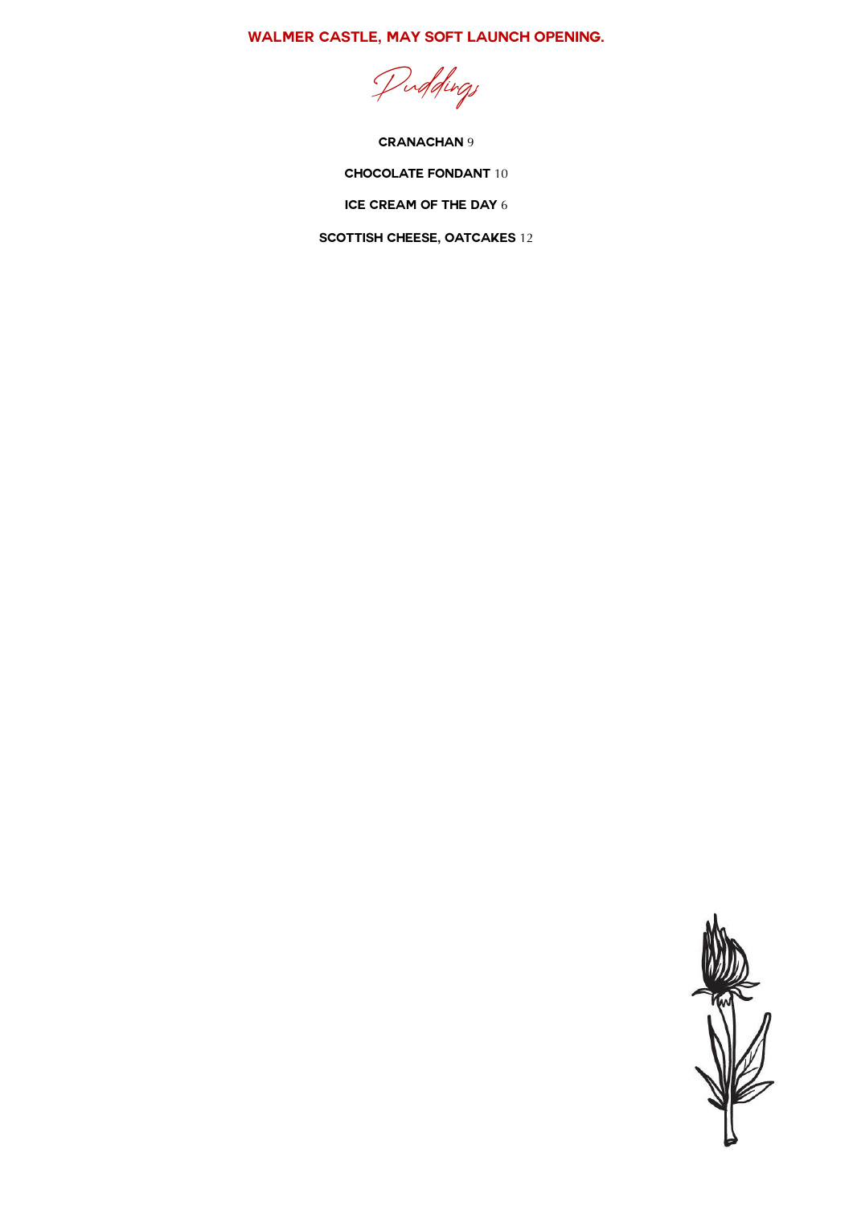**WALMER CASTLE, MAY SOFT LAUNCH OPENING.**

# *Puddings*

**CRANACHAN** 9

**CHOCOLATE FONDANT** 10

**ICE CREAM OF THE DAY** 6

**SCOTTISH CHEESE, OATCAKES** 12